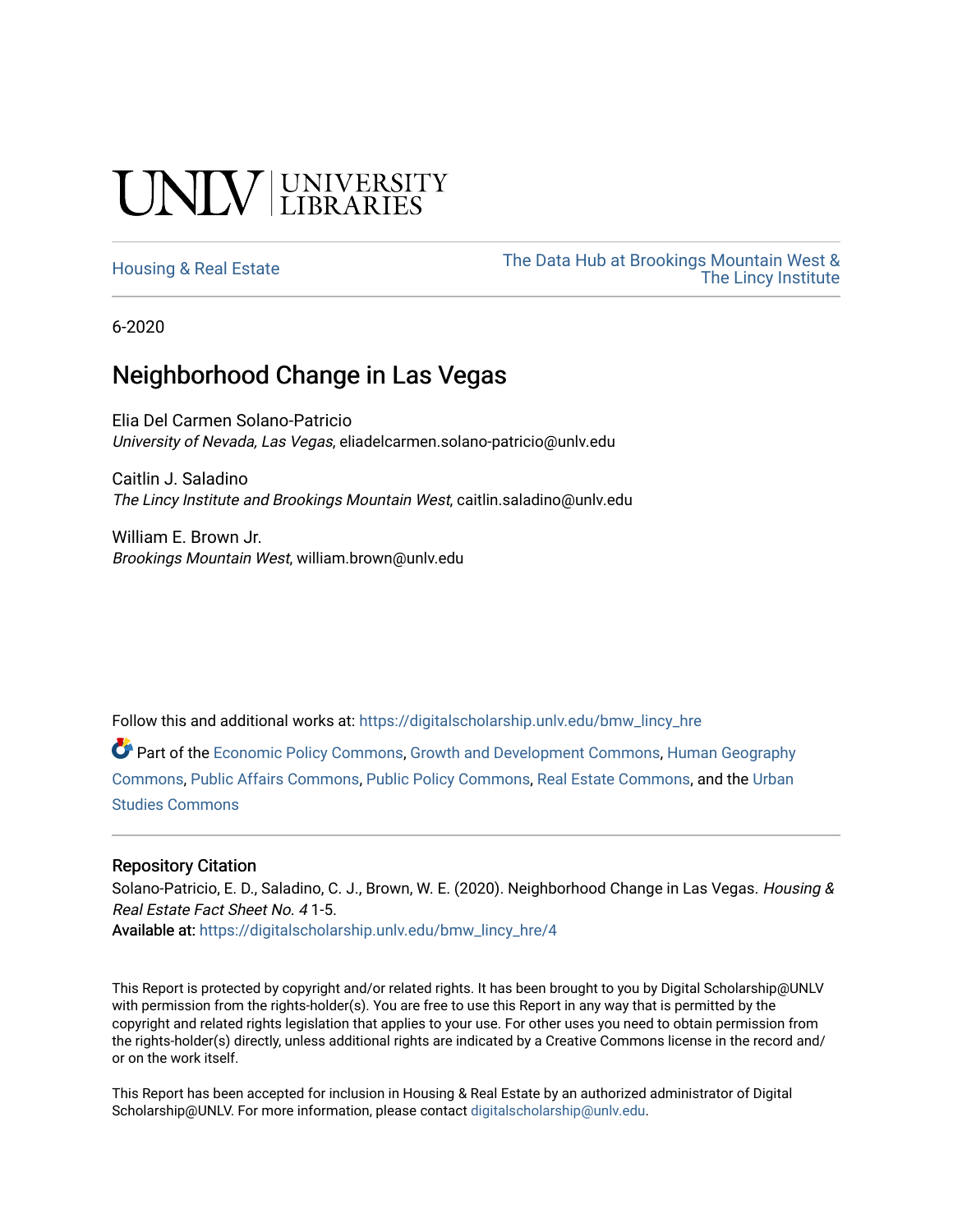UNLV | UNIVERSITY LIBRARIES

Housing & Real Estate

The Data Hub at Brookings Mountain West & The Lincy Institute

6-2020

# Neighborhood Change in Las Vegas

Elia Del Carmen Solano-Patricio
*University of Nevada, Las Vegas*, eliadelcarmen.solano-patricio@unlv.edu

Caitlin J. Saladino
*The Lincy Institute and Brookings Mountain West*, caitlin.saladino@unlv.edu

William E. Brown Jr.
*Brookings Mountain West*, william.brown@unlv.edu

Follow this and additional works at: https://digitalscholarship.unlv.edu/bmw_lincy_hre

Part of the Economic Policy Commons, Growth and Development Commons, Human Geography Commons, Public Affairs Commons, Public Policy Commons, Real Estate Commons, and the Urban Studies Commons

## Repository Citation

Solano-Patricio, E. D., Saladino, C. J., Brown, W. E. (2020). Neighborhood Change in Las Vegas. *Housing & Real Estate Fact Sheet No. 4* 1-5.
Available at: https://digitalscholarship.unlv.edu/bmw_lincy_hre/4

This Report is protected by copyright and/or related rights. It has been brought to you by Digital Scholarship@UNLV with permission from the rights-holder(s). You are free to use this Report in any way that is permitted by the copyright and related rights legislation that applies to your use. For other uses you need to obtain permission from the rights-holder(s) directly, unless additional rights are indicated by a Creative Commons license in the record and/or on the work itself.

This Report has been accepted for inclusion in Housing & Real Estate by an authorized administrator of Digital Scholarship@UNLV. For more information, please contact digitalscholarship@unlv.edu.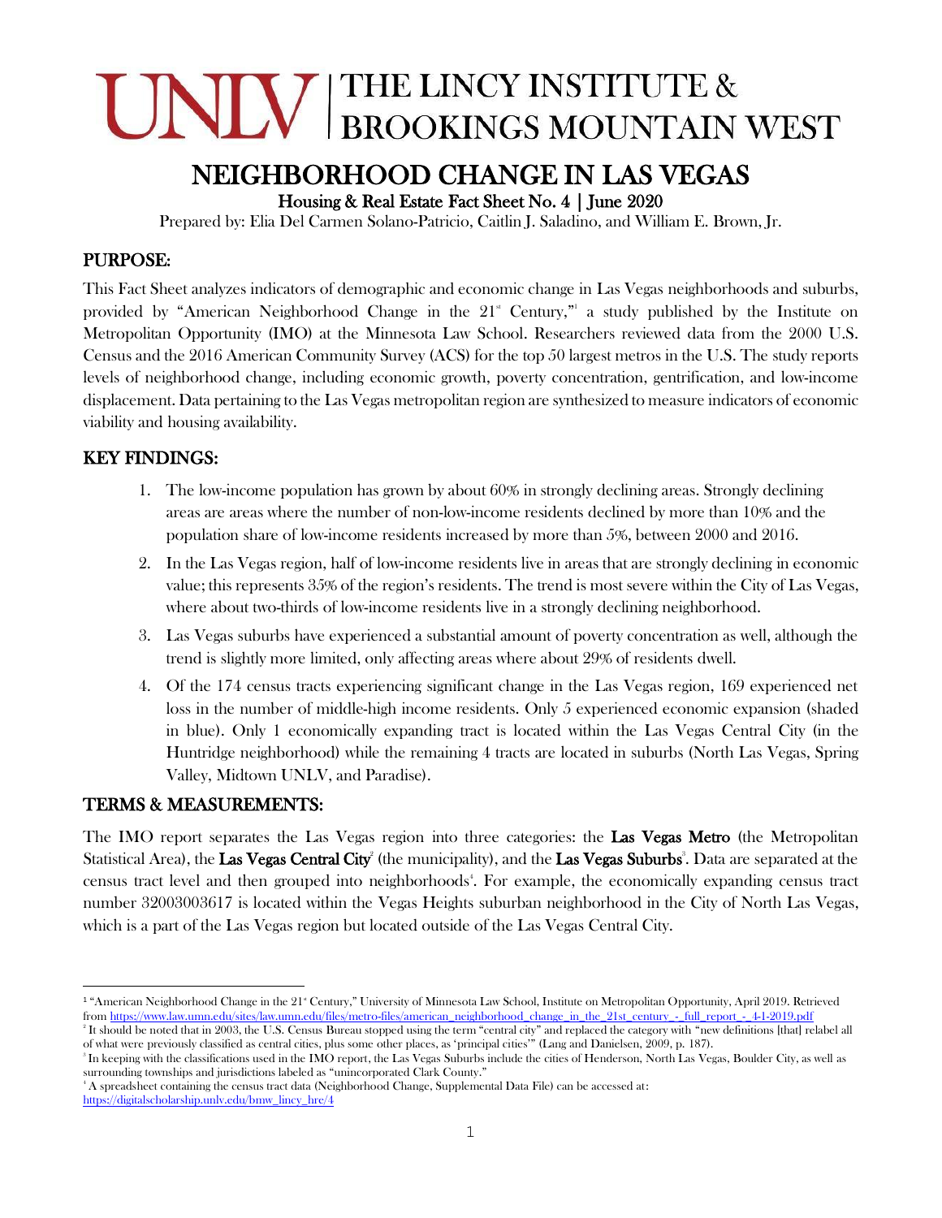# NEIGHBORHOOD CHANGE IN LAS VEGAS

Housing & Real Estate Fact Sheet No. 4 | June 2020

Prepared by: Elia Del Carmen Solano-Patricio, Caitlin J. Saladino, and William E. Brown, Jr.

## PURPOSE:

This Fact Sheet analyzes indicators of demographic and economic change in Las Vegas neighborhoods and suburbs, provided by "American Neighborhood Change in the 21st Century,"[1] a study published by the Institute on Metropolitan Opportunity (IMO) at the Minnesota Law School. Researchers reviewed data from the 2000 U.S. Census and the 2016 American Community Survey (ACS) for the top 50 largest metros in the U.S. The study reports levels of neighborhood change, including economic growth, poverty concentration, gentrification, and low-income displacement. Data pertaining to the Las Vegas metropolitan region are synthesized to measure indicators of economic viability and housing availability.

## KEY FINDINGS:

1. The low-income population has grown by about 60% in strongly declining areas. Strongly declining areas are areas where the number of non-low-income residents declined by more than 10% and the population share of low-income residents increased by more than 5%, between 2000 and 2016.
2. In the Las Vegas region, half of low-income residents live in areas that are strongly declining in economic value; this represents 35% of the region's residents. The trend is most severe within the City of Las Vegas, where about two-thirds of low-income residents live in a strongly declining neighborhood.
3. Las Vegas suburbs have experienced a substantial amount of poverty concentration as well, although the trend is slightly more limited, only affecting areas where about 29% of residents dwell.
4. Of the 174 census tracts experiencing significant change in the Las Vegas region, 169 experienced net loss in the number of middle-high income residents. Only 5 experienced economic expansion (shaded in blue). Only 1 economically expanding tract is located within the Las Vegas Central City (in the Huntridge neighborhood) while the remaining 4 tracts are located in suburbs (North Las Vegas, Spring Valley, Midtown UNLV, and Paradise).

## TERMS & MEASUREMENTS:

The IMO report separates the Las Vegas region into three categories: the **Las Vegas Metro** (the Metropolitan Statistical Area), the **Las Vegas Central City**[2] (the municipality), and the **Las Vegas Suburbs**[3]. Data are separated at the census tract level and then grouped into neighborhoods[4]. For example, the economically expanding census tract number 32003003617 is located within the Vegas Heights suburban neighborhood in the City of North Las Vegas, which is a part of the Las Vegas region but located outside of the Las Vegas Central City.

---

[1] "American Neighborhood Change in the 21st Century," University of Minnesota Law School, Institute on Metropolitan Opportunity, April 2019. Retrieved from https://www.law.umn.edu/sites/law.umn.edu/files/metro-files/american_neighborhood_change_in_the_21st_century_-_full_report_-_4-1-2019.pdf

[2] It should be noted that in 2003, the U.S. Census Bureau stopped using the term "central city" and replaced the category with "new definitions [that] relabel all of what were previously classified as central cities, plus some other places, as 'principal cities'" (Lang and Danielsen, 2009, p. 187).

[3] In keeping with the classifications used in the IMO report, the Las Vegas Suburbs include the cities of Henderson, North Las Vegas, Boulder City, as well as surrounding townships and jurisdictions labeled as "unincorporated Clark County."

[4] A spreadsheet containing the census tract data (Neighborhood Change, Supplemental Data File) can be accessed at: https://digitalscholarship.unlv.edu/bmw_lincy_hre/4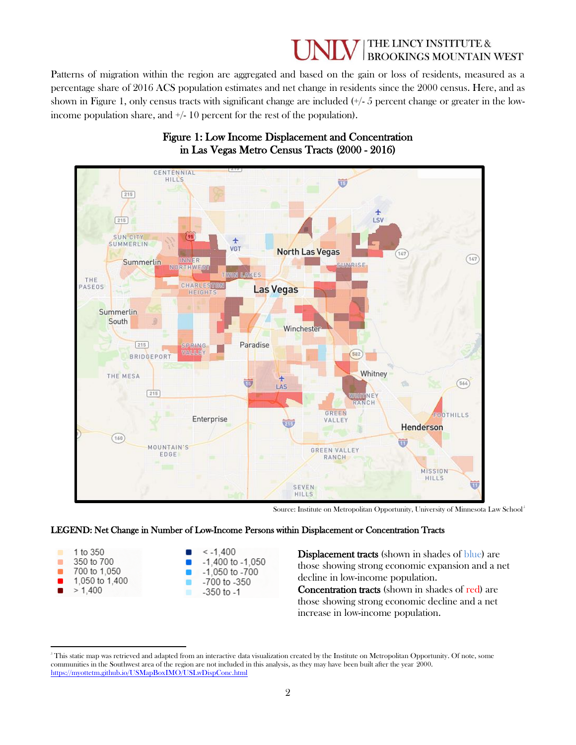Patterns of migration within the region are aggregated and based on the gain or loss of residents, measured as a percentage share of 2016 ACS population estimates and net change in residents since the 2000 census. Here, and as shown in Figure 1, only census tracts with significant change are included (+/- 5 percent change or greater in the low-income population share, and +/- 10 percent for the rest of the population).

**Figure 1: Low Income Displacement and Concentration in Las Vegas Metro Census Tracts (2000 - 2016)**

Source: Institute on Metropolitan Opportunity, University of Minnesota Law School[5]

**LEGEND: Net Change in Number of Low-Income Persons within Displacement or Concentration Tracts**

- 1 to 350
- 350 to 700
- 700 to 1,050
- 1,050 to 1,400
- > 1,400

- < -1,400
- -1,400 to -1,050
- -1,050 to -700
- -700 to -350
- -350 to -1

**Displacement tracts** (shown in shades of blue) are those showing strong economic expansion and a net decline in low-income population.
**Concentration tracts** (shown in shades of red) are those showing strong economic decline and a net increase in low-income population.

[5] This static map was retrieved and adapted from an interactive data visualization created by the Institute on Metropolitan Opportunity. Of note, some communities in the Southwest area of the region are not included in this analysis, as they may have been built after the year 2000. https://myottetm.github.io/USMapBoxIMO/USLwDispConc.html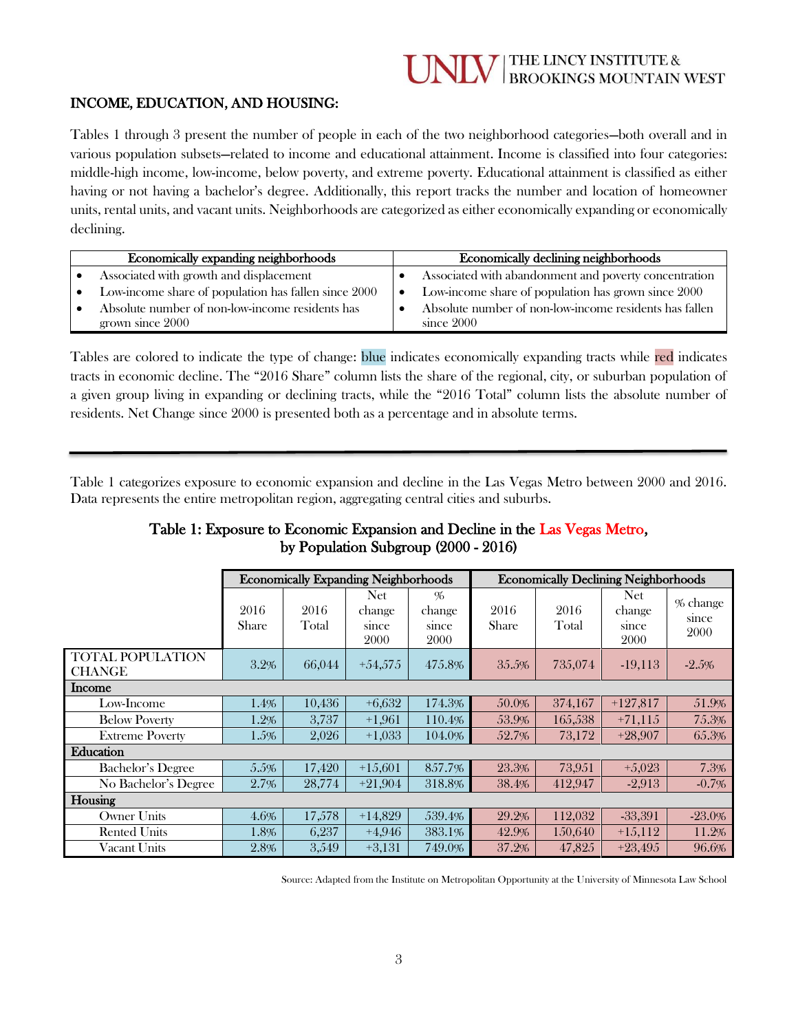## INCOME, EDUCATION, AND HOUSING:

Tables 1 through 3 present the number of people in each of the two neighborhood categories—both overall and in various population subsets—related to income and educational attainment. Income is classified into four categories: middle-high income, low-income, below poverty, and extreme poverty. Educational attainment is classified as either having or not having a bachelor's degree. Additionally, this report tracks the number and location of homeowner units, rental units, and vacant units. Neighborhoods are categorized as either economically expanding or economically declining.

| Economically expanding neighborhoods | Economically declining neighborhoods |
|---|---|
| • Associated with growth and displacement<br>• Low-income share of population has fallen since 2000<br>• Absolute number of non-low-income residents has grown since 2000 | • Associated with abandonment and poverty concentration<br>• Low-income share of population has grown since 2000<br>• Absolute number of non-low-income residents has fallen since 2000 |

Tables are colored to indicate the type of change: blue indicates economically expanding tracts while red indicates tracts in economic decline. The "2016 Share" column lists the share of the regional, city, or suburban population of a given group living in expanding or declining tracts, while the "2016 Total" column lists the absolute number of residents. Net Change since 2000 is presented both as a percentage and in absolute terms.

---

Table 1 categorizes exposure to economic expansion and decline in the Las Vegas Metro between 2000 and 2016. Data represents the entire metropolitan region, aggregating central cities and suburbs.

### Table 1: Exposure to Economic Expansion and Decline in the Las Vegas Metro, by Population Subgroup (2000 - 2016)

| | Economically Expanding Neighborhoods | | | | Economically Declining Neighborhoods | | | |
|---|---|---|---|---|---|---|---|---|
| | 2016 Share | 2016 Total | Net change since 2000 | % change since 2000 | 2016 Share | 2016 Total | Net change since 2000 | % change since 2000 |
| TOTAL POPULATION CHANGE | 3.2% | 66,044 | +54,575 | 475.8% | 35.5% | 735,074 | -19,113 | -2.5% |
| **Income** | | | | | | | | |
| Low-Income | 1.4% | 10,436 | +6,632 | 174.3% | 50.0% | 374,167 | +127,817 | 51.9% |
| Below Poverty | 1.2% | 3,737 | +1,961 | 110.4% | 53.9% | 165,538 | +71,115 | 75.3% |
| Extreme Poverty | 1.5% | 2,026 | +1,033 | 104.0% | 52.7% | 73,172 | +28,907 | 65.3% |
| **Education** | | | | | | | | |
| Bachelor's Degree | 5.5% | 17,420 | +15,601 | 857.7% | 23.3% | 73,951 | +5,023 | 7.3% |
| No Bachelor's Degree | 2.7% | 28,774 | +21,904 | 318.8% | 38.4% | 412,947 | -2,913 | -0.7% |
| **Housing** | | | | | | | | |
| Owner Units | 4.6% | 17,578 | +14,829 | 539.4% | 29.2% | 112,032 | -33,391 | -23.0% |
| Rented Units | 1.8% | 6,237 | +4,946 | 383.1% | 42.9% | 150,640 | +15,112 | 11.2% |
| Vacant Units | 2.8% | 3,549 | +3,131 | 749.0% | 37.2% | 47,825 | +23,495 | 96.6% |

Source: Adapted from the Institute on Metropolitan Opportunity at the University of Minnesota Law School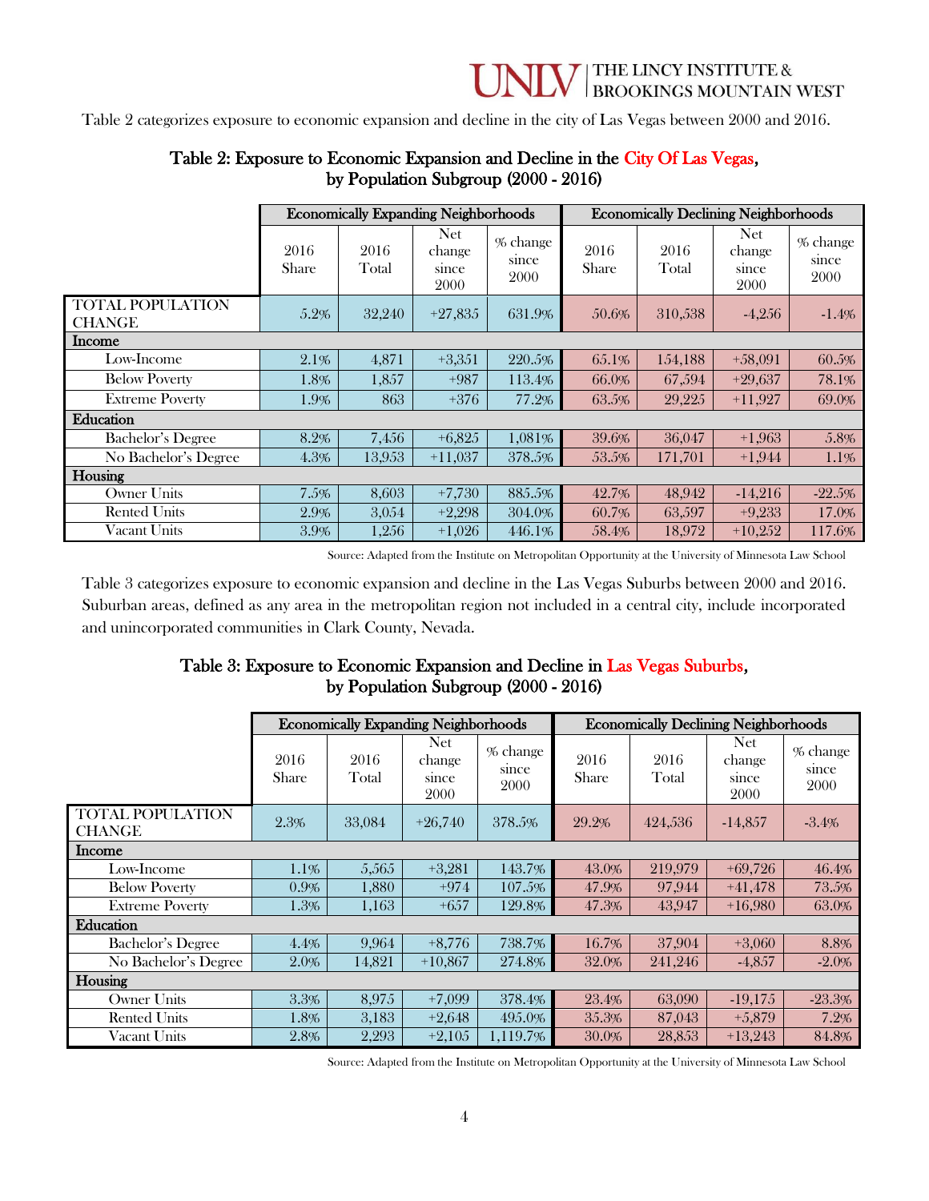Table 2 categorizes exposure to economic expansion and decline in the city of Las Vegas between 2000 and 2016.

## Table 2: Exposure to Economic Expansion and Decline in the City Of Las Vegas, by Population Subgroup (2000 - 2016)

| | Economically Expanding Neighborhoods | | | | Economically Declining Neighborhoods | | | |
|---|---|---|---|---|---|---|---|---|
| | 2016 Share | 2016 Total | Net change since 2000 | % change since 2000 | 2016 Share | 2016 Total | Net change since 2000 | % change since 2000 |
| TOTAL POPULATION CHANGE | 5.2% | 32,240 | +27,835 | 631.9% | 50.6% | 310,538 | -4,256 | -1.4% |
| **Income** | | | | | | | | |
| Low-Income | 2.1% | 4,871 | +3,351 | 220.5% | 65.1% | 154,188 | +58,091 | 60.5% |
| Below Poverty | 1.8% | 1,857 | +987 | 113.4% | 66.0% | 67,594 | +29,637 | 78.1% |
| Extreme Poverty | 1.9% | 863 | +376 | 77.2% | 63.5% | 29,225 | +11,927 | 69.0% |
| **Education** | | | | | | | | |
| Bachelor's Degree | 8.2% | 7,456 | +6,825 | 1,081% | 39.6% | 36,047 | +1,963 | 5.8% |
| No Bachelor's Degree | 4.3% | 13,953 | +11,037 | 378.5% | 53.5% | 171,701 | +1,944 | 1.1% |
| **Housing** | | | | | | | | |
| Owner Units | 7.5% | 8,603 | +7,730 | 885.5% | 42.7% | 48,942 | -14,216 | -22.5% |
| Rented Units | 2.9% | 3,054 | +2,298 | 304.0% | 60.7% | 63,597 | +9,233 | 17.0% |
| Vacant Units | 3.9% | 1,256 | +1,026 | 446.1% | 58.4% | 18,972 | +10,252 | 117.6% |

Source: Adapted from the Institute on Metropolitan Opportunity at the University of Minnesota Law School

Table 3 categorizes exposure to economic expansion and decline in the Las Vegas Suburbs between 2000 and 2016. Suburban areas, defined as any area in the metropolitan region not included in a central city, include incorporated and unincorporated communities in Clark County, Nevada.

## Table 3: Exposure to Economic Expansion and Decline in Las Vegas Suburbs, by Population Subgroup (2000 - 2016)

| | Economically Expanding Neighborhoods | | | | Economically Declining Neighborhoods | | | |
|---|---|---|---|---|---|---|---|---|
| | 2016 Share | 2016 Total | Net change since 2000 | % change since 2000 | 2016 Share | 2016 Total | Net change since 2000 | % change since 2000 |
| TOTAL POPULATION CHANGE | 2.3% | 33,084 | +26,740 | 378.5% | 29.2% | 424,536 | -14,857 | -3.4% |
| **Income** | | | | | | | | |
| Low-Income | 1.1% | 5,565 | +3,281 | 143.7% | 43.0% | 219,979 | +69,726 | 46.4% |
| Below Poverty | 0.9% | 1,880 | +974 | 107.5% | 47.9% | 97,944 | +41,478 | 73.5% |
| Extreme Poverty | 1.3% | 1,163 | +657 | 129.8% | 47.3% | 43,947 | +16,980 | 63.0% |
| **Education** | | | | | | | | |
| Bachelor's Degree | 4.4% | 9,964 | +8,776 | 738.7% | 16.7% | 37,904 | +3,060 | 8.8% |
| No Bachelor's Degree | 2.0% | 14,821 | +10,867 | 274.8% | 32.0% | 241,246 | -4,857 | -2.0% |
| **Housing** | | | | | | | | |
| Owner Units | 3.3% | 8,975 | +7,099 | 378.4% | 23.4% | 63,090 | -19,175 | -23.3% |
| Rented Units | 1.8% | 3,183 | +2,648 | 495.0% | 35.3% | 87,043 | +5,879 | 7.2% |
| Vacant Units | 2.8% | 2,293 | +2,105 | 1,119.7% | 30.0% | 28,853 | +13,243 | 84.8% |

Source: Adapted from the Institute on Metropolitan Opportunity at the University of Minnesota Law School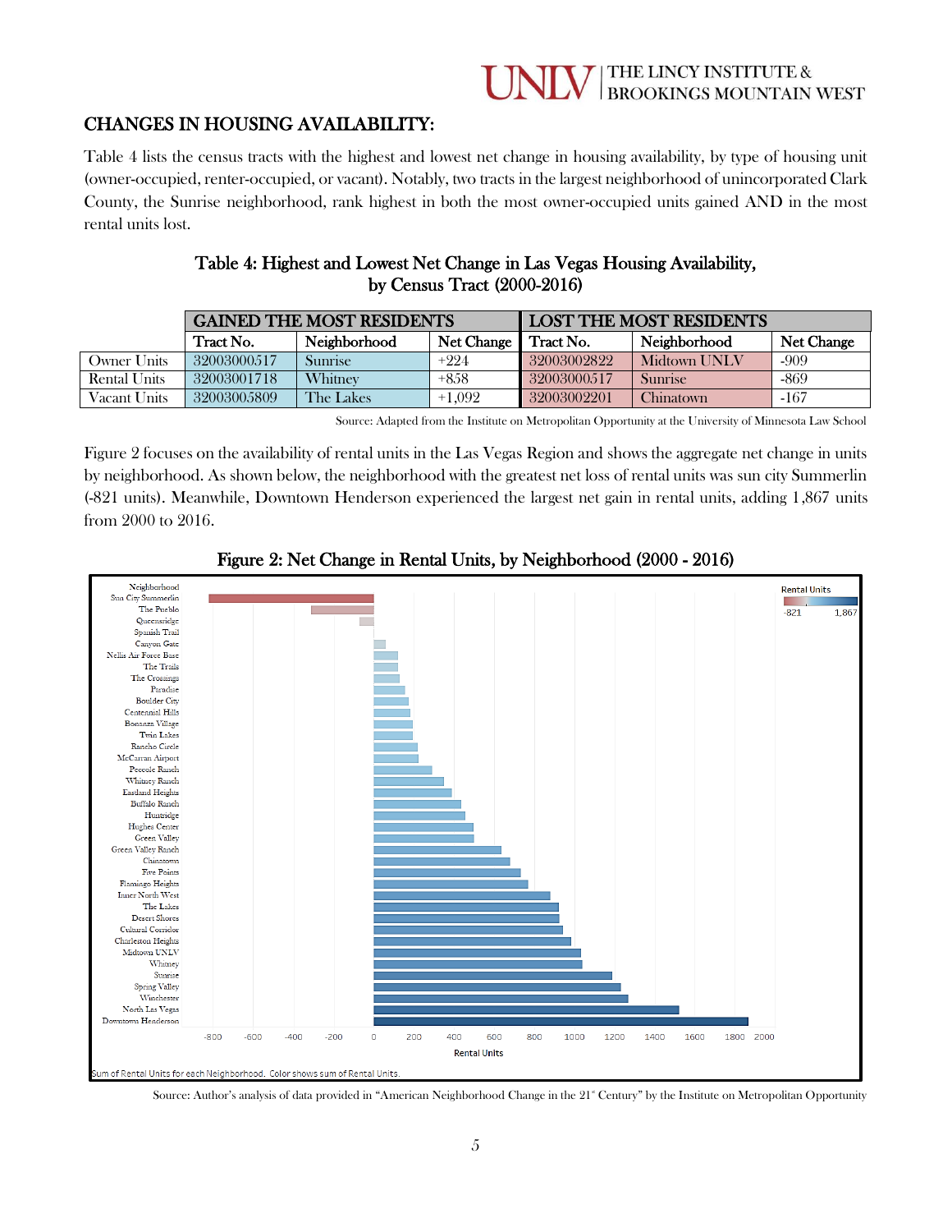## CHANGES IN HOUSING AVAILABILITY:

Table 4 lists the census tracts with the highest and lowest net change in housing availability, by type of housing unit (owner-occupied, renter-occupied, or vacant). Notably, two tracts in the largest neighborhood of unincorporated Clark County, the Sunrise neighborhood, rank highest in both the most owner-occupied units gained AND in the most rental units lost.

**Table 4: Highest and Lowest Net Change in Las Vegas Housing Availability, by Census Tract (2000-2016)**

| | GAINED THE MOST RESIDENTS | | | LOST THE MOST RESIDENTS | | |
|---|---|---|---|---|---|---|
| | Tract No. | Neighborhood | Net Change | Tract No. | Neighborhood | Net Change |
| Owner Units | 32003000517 | Sunrise | +224 | 32003002822 | Midtown UNLV | -909 |
| Rental Units | 32003001718 | Whitney | +858 | 32003000517 | Sunrise | -869 |
| Vacant Units | 32003005809 | The Lakes | +1,092 | 32003002201 | Chinatown | -167 |

Source: Adapted from the Institute on Metropolitan Opportunity at the University of Minnesota Law School

Figure 2 focuses on the availability of rental units in the Las Vegas Region and shows the aggregate net change in units by neighborhood. As shown below, the neighborhood with the greatest net loss of rental units was sun city Summerlin (-821 units). Meanwhile, Downtown Henderson experienced the largest net gain in rental units, adding 1,867 units from 2000 to 2016.

**Figure 2: Net Change in Rental Units, by Neighborhood (2000 - 2016)**

Neighborhood
Sun City Summerlin
The Pueblo
Queensridge
Spanish Trail
Canyon Gate
Nellis Air Force Base
The Trails
The Crossings
Paradise
Boulder City
Centennial Hills
Bonanza Village
Twin Lakes
Rancho Circle
McCarran Airport
Peccole Ranch
Whitney Ranch
Eastland Heights
Buffalo Ranch
Huntridge
Hughes Center
Green Valley
Green Valley Ranch
Chinatown
Five Points
Flamingo Heights
Inner North West
The Lakes
Desert Shores
Cultural Corridor
Charleston Heights
Midtown UNLV
Whitney
Sunrise
Spring Valley
Winchester
North Las Vegas
Downtown Henderson

-800 -600 -400 -200 0 200 400 600 800 1000 1200 1400 1600 1800 2000

Rental Units

Rental Units
-821 1,867

Sum of Rental Units for each Neighborhood. Color shows sum of Rental Units.

Source: Author's analysis of data provided in "American Neighborhood Change in the 21st Century" by the Institute on Metropolitan Opportunity